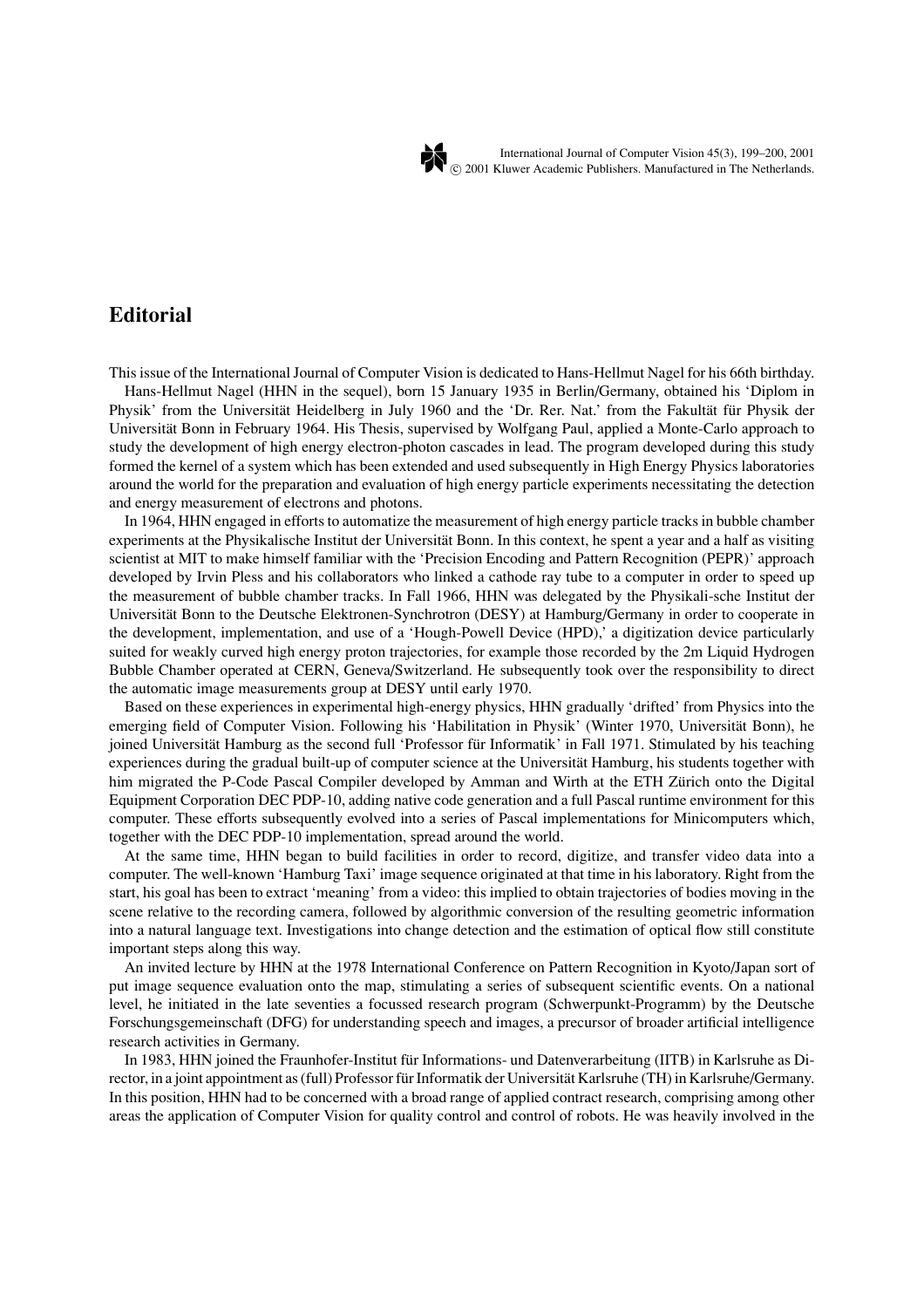# Editorial

This issue of the International Journal of Computer Vision is dedicated to Hans-Hellmut Nagel for his 66th birthday.

Hans-Hellmut Nagel (HHN in the sequel), born 15 January 1935 in Berlin/Germany, obtained his 'Diplom in Physik' from the Universität Heidelberg in July 1960 and the 'Dr. Rer. Nat.' from the Fakultät für Physik der Universität Bonn in February 1964. His Thesis, supervised by Wolfgang Paul, applied a Monte-Carlo approach to study the development of high energy electron-photon cascades in lead. The program developed during this study formed the kernel of a system which has been extended and used subsequently in High Energy Physics laboratories around the world for the preparation and evaluation of high energy particle experiments necessitating the detection and energy measurement of electrons and photons.

In 1964, HHN engaged in efforts to automatize the measurement of high energy particle tracks in bubble chamber experiments at the Physikalische Institut der Universität Bonn. In this context, he spent a year and a half as visiting scientist at MIT to make himself familiar with the 'Precision Encoding and Pattern Recognition (PEPR)' approach developed by Irvin Pless and his collaborators who linked a cathode ray tube to a computer in order to speed up the measurement of bubble chamber tracks. In Fall 1966, HHN was delegated by the Physikali-sche Institut der Universität Bonn to the Deutsche Elektronen-Synchrotron (DESY) at Hamburg/Germany in order to cooperate in the development, implementation, and use of a 'Hough-Powell Device (HPD),' a digitization device particularly suited for weakly curved high energy proton trajectories, for example those recorded by the 2m Liquid Hydrogen Bubble Chamber operated at CERN, Geneva/Switzerland. He subsequently took over the responsibility to direct the automatic image measurements group at DESY until early 1970.

Based on these experiences in experimental high-energy physics, HHN gradually 'drifted' from Physics into the emerging field of Computer Vision. Following his 'Habilitation in Physik' (Winter 1970, Universität Bonn), he joined Universität Hamburg as the second full 'Professor für Informatik' in Fall 1971. Stimulated by his teaching experiences during the gradual built-up of computer science at the Universität Hamburg, his students together with him migrated the P-Code Pascal Compiler developed by Amman and Wirth at the ETH Zürich onto the Digital Equipment Corporation DEC PDP-10, adding native code generation and a full Pascal runtime environment for this computer. These efforts subsequently evolved into a series of Pascal implementations for Minicomputers which, together with the DEC PDP-10 implementation, spread around the world.

At the same time, HHN began to build facilities in order to record, digitize, and transfer video data into a computer. The well-known 'Hamburg Taxi' image sequence originated at that time in his laboratory. Right from the start, his goal has been to extract 'meaning' from a video: this implied to obtain trajectories of bodies moving in the scene relative to the recording camera, followed by algorithmic conversion of the resulting geometric information into a natural language text. Investigations into change detection and the estimation of optical flow still constitute important steps along this way.

An invited lecture by HHN at the 1978 International Conference on Pattern Recognition in Kyoto/Japan sort of put image sequence evaluation onto the map, stimulating a series of subsequent scientific events. On a national level, he initiated in the late seventies a focussed research program (Schwerpunkt-Programm) by the Deutsche Forschungsgemeinschaft (DFG) for understanding speech and images, a precursor of broader artificial intelligence research activities in Germany.

In 1983, HHN joined the Fraunhofer-Institut für Informations- und Datenverarbeitung (IITB) in Karlsruhe as Director, in a joint appointment as (full) Professor für Informatik der Universität Karlsruhe (TH) in Karlsruhe/Germany. In this position, HHN had to be concerned with a broad range of applied contract research, comprising among other areas the application of Computer Vision for quality control and control of robots. He was heavily involved in the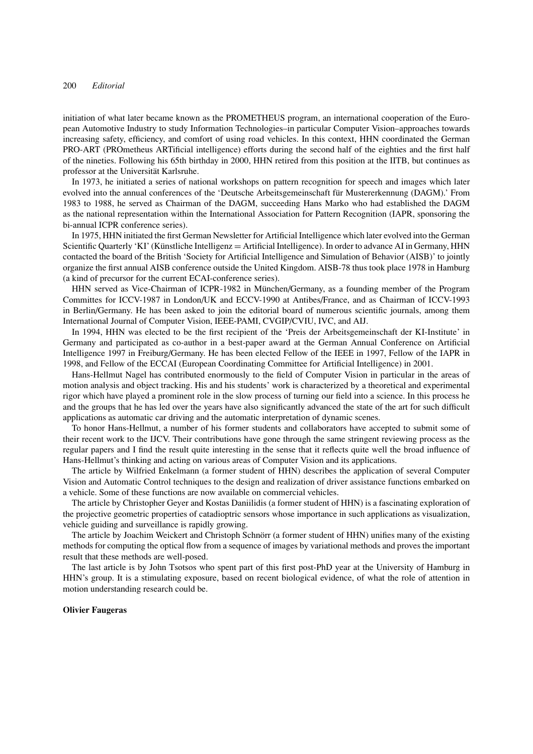initiation of what later became known as the PROMETHEUS program, an international cooperation of the European Automotive Industry to study Information Technologies–in particular Computer Vision–approaches towards increasing safety, efficiency, and comfort of using road vehicles. In this context, HHN coordinated the German PRO-ART (PROmetheus ARTificial intelligence) efforts during the second half of the eighties and the first half of the nineties. Following his 65th birthday in 2000, HHN retired from this position at the IITB, but continues as professor at the Universität Karlsruhe.

In 1973, he initiated a series of national workshops on pattern recognition for speech and images which later evolved into the annual conferences of the 'Deutsche Arbeitsgemeinschaft für Mustererkennung (DAGM).' From 1983 to 1988, he served as Chairman of the DAGM, succeeding Hans Marko who had established the DAGM as the national representation within the International Association for Pattern Recognition (IAPR, sponsoring the bi-annual ICPR conference series).

In 1975, HHN initiated the first German Newsletter for Artificial Intelligence which later evolved into the German Scientific Quarterly 'KI' (Künstliche Intelligenz = Artificial Intelligence). In order to advance AI in Germany, HHN contacted the board of the British 'Society for Artificial Intelligence and Simulation of Behavior (AISB)' to jointly organize the first annual AISB conference outside the United Kingdom. AISB-78 thus took place 1978 in Hamburg (a kind of precursor for the current ECAI-conference series).

HHN served as Vice-Chairman of ICPR-1982 in München/Germany, as a founding member of the Program Committes for ICCV-1987 in London/UK and ECCV-1990 at Antibes/France, and as Chairman of ICCV-1993 in Berlin/Germany. He has been asked to join the editorial board of numerous scientific journals, among them International Journal of Computer Vision, IEEE-PAMI, CVGIP/CVIU, IVC, and AIJ.

In 1994, HHN was elected to be the first recipient of the 'Preis der Arbeitsgemeinschaft der KI-Institute' in Germany and participated as co-author in a best-paper award at the German Annual Conference on Artificial Intelligence 1997 in Freiburg/Germany. He has been elected Fellow of the IEEE in 1997, Fellow of the IAPR in 1998, and Fellow of the ECCAI (European Coordinating Committee for Artificial Intelligence) in 2001.

Hans-Hellmut Nagel has contributed enormously to the field of Computer Vision in particular in the areas of motion analysis and object tracking. His and his students' work is characterized by a theoretical and experimental rigor which have played a prominent role in the slow process of turning our field into a science. In this process he and the groups that he has led over the years have also significantly advanced the state of the art for such difficult applications as automatic car driving and the automatic interpretation of dynamic scenes.

To honor Hans-Hellmut, a number of his former students and collaborators have accepted to submit some of their recent work to the IJCV. Their contributions have gone through the same stringent reviewing process as the regular papers and I find the result quite interesting in the sense that it reflects quite well the broad influence of Hans-Hellmut's thinking and acting on various areas of Computer Vision and its applications.

The article by Wilfried Enkelmann (a former student of HHN) describes the application of several Computer Vision and Automatic Control techniques to the design and realization of driver assistance functions embarked on a vehicle. Some of these functions are now available on commercial vehicles.

The article by Christopher Geyer and Kostas Daniilidis (a former student of HHN) is a fascinating exploration of the projective geometric properties of catadioptric sensors whose importance in such applications as visualization, vehicle guiding and surveillance is rapidly growing.

The article by Joachim Weickert and Christoph Schnörr (a former student of HHN) unifies many of the existing methods for computing the optical flow from a sequence of images by variational methods and proves the important result that these methods are well-posed.

The last article is by John Tsotsos who spent part of this first post-PhD year at the University of Hamburg in HHN's group. It is a stimulating exposure, based on recent biological evidence, of what the role of attention in motion understanding research could be.

**Olivier Faugeras**